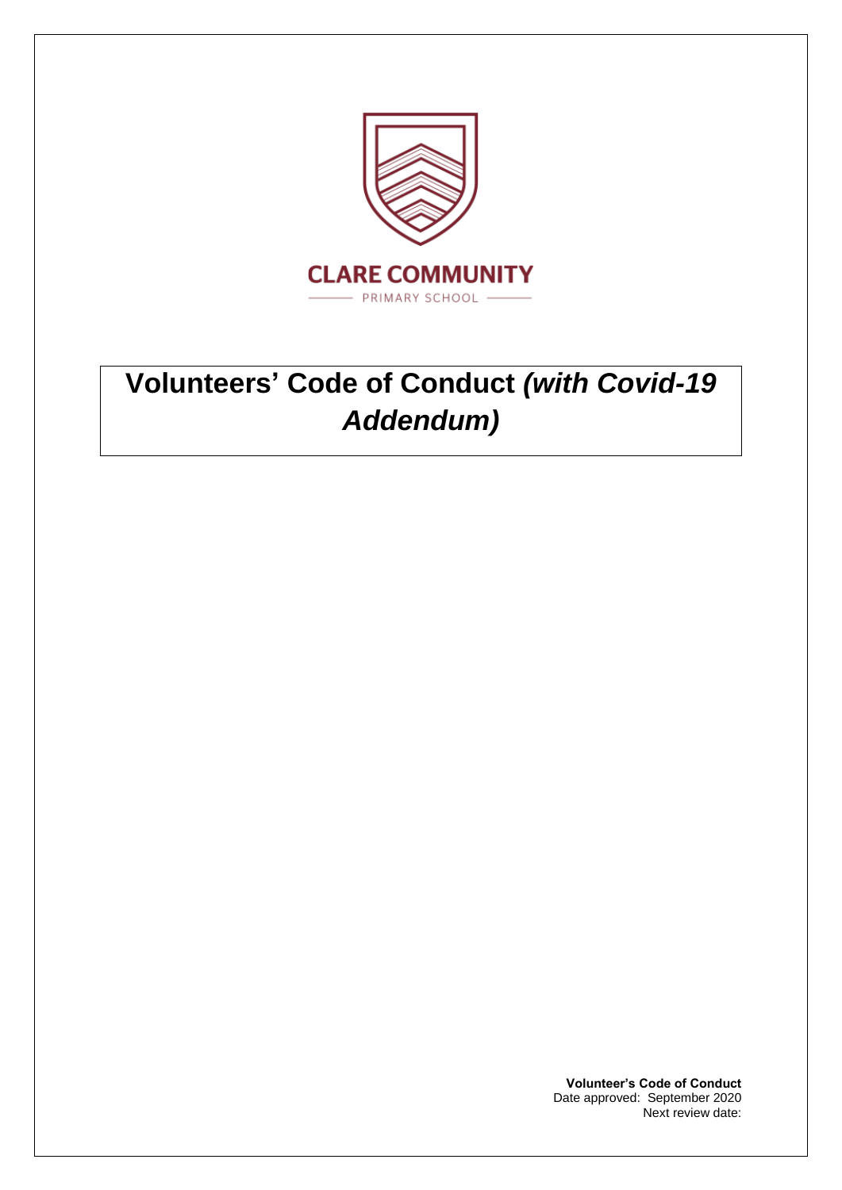CLARE COMMUNITY

PRIMARY SCHOOL

# Volunteers' Code of Conduct *(with Covid-19 Addendum)*

**Volunteer's Code of Conduct**
Date approved: September 2020
Next review date: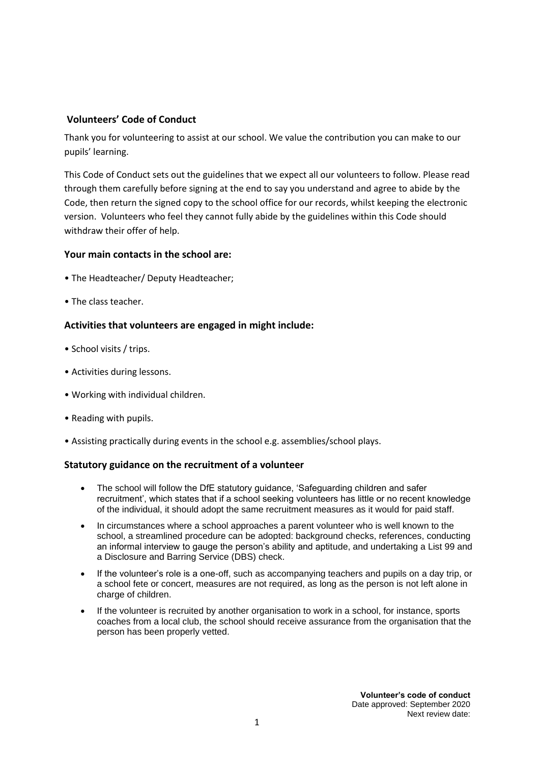## Volunteers' Code of Conduct

Thank you for volunteering to assist at our school. We value the contribution you can make to our pupils' learning.

This Code of Conduct sets out the guidelines that we expect all our volunteers to follow. Please read through them carefully before signing at the end to say you understand and agree to abide by the Code, then return the signed copy to the school office for our records, whilst keeping the electronic version. Volunteers who feel they cannot fully abide by the guidelines within this Code should withdraw their offer of help.

### Your main contacts in the school are:

- The Headteacher/ Deputy Headteacher;
- The class teacher.

### Activities that volunteers are engaged in might include:

- School visits / trips.
- Activities during lessons.
- Working with individual children.
- Reading with pupils.
- Assisting practically during events in the school e.g. assemblies/school plays.

### Statutory guidance on the recruitment of a volunteer

- The school will follow the DfE statutory guidance, 'Safeguarding children and safer recruitment', which states that if a school seeking volunteers has little or no recent knowledge of the individual, it should adopt the same recruitment measures as it would for paid staff.
- In circumstances where a school approaches a parent volunteer who is well known to the school, a streamlined procedure can be adopted: background checks, references, conducting an informal interview to gauge the person's ability and aptitude, and undertaking a List 99 and a Disclosure and Barring Service (DBS) check.
- If the volunteer's role is a one-off, such as accompanying teachers and pupils on a day trip, or a school fete or concert, measures are not required, as long as the person is not left alone in charge of children.
- If the volunteer is recruited by another organisation to work in a school, for instance, sports coaches from a local club, the school should receive assurance from the organisation that the person has been properly vetted.

**Volunteer's code of conduct**
Date approved: September 2020
Next review date: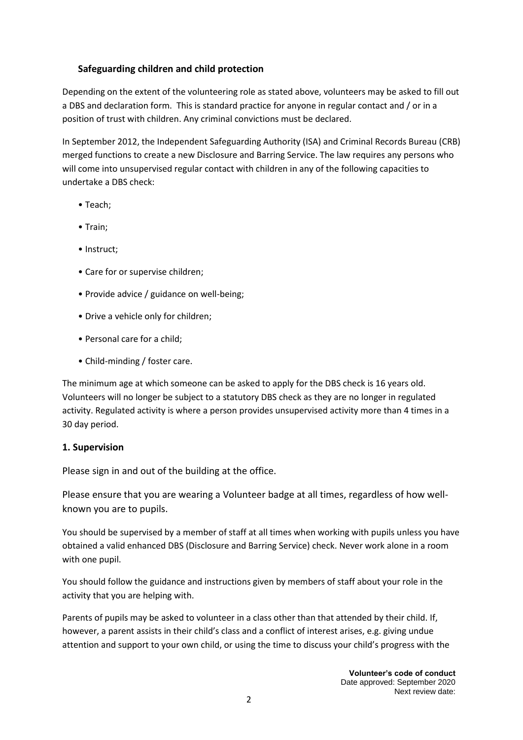## Safeguarding children and child protection

Depending on the extent of the volunteering role as stated above, volunteers may be asked to fill out a DBS and declaration form. This is standard practice for anyone in regular contact and / or in a position of trust with children. Any criminal convictions must be declared.

In September 2012, the Independent Safeguarding Authority (ISA) and Criminal Records Bureau (CRB) merged functions to create a new Disclosure and Barring Service. The law requires any persons who will come into unsupervised regular contact with children in any of the following capacities to undertake a DBS check:

- Teach;
- Train;
- Instruct;
- Care for or supervise children;
- Provide advice / guidance on well-being;
- Drive a vehicle only for children;
- Personal care for a child;
- Child-minding / foster care.

The minimum age at which someone can be asked to apply for the DBS check is 16 years old. Volunteers will no longer be subject to a statutory DBS check as they are no longer in regulated activity. Regulated activity is where a person provides unsupervised activity more than 4 times in a 30 day period.

### 1. Supervision

Please sign in and out of the building at the office.

Please ensure that you are wearing a Volunteer badge at all times, regardless of how well-known you are to pupils.

You should be supervised by a member of staff at all times when working with pupils unless you have obtained a valid enhanced DBS (Disclosure and Barring Service) check. Never work alone in a room with one pupil.

You should follow the guidance and instructions given by members of staff about your role in the activity that you are helping with.

Parents of pupils may be asked to volunteer in a class other than that attended by their child. If, however, a parent assists in their child's class and a conflict of interest arises, e.g. giving undue attention and support to your own child, or using the time to discuss your child's progress with the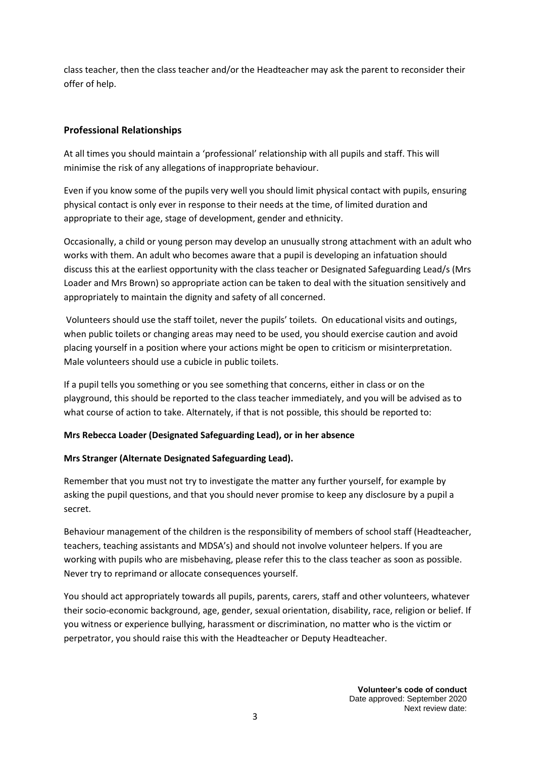class teacher, then the class teacher and/or the Headteacher may ask the parent to reconsider their offer of help.

## Professional Relationships

At all times you should maintain a 'professional' relationship with all pupils and staff. This will minimise the risk of any allegations of inappropriate behaviour.

Even if you know some of the pupils very well you should limit physical contact with pupils, ensuring physical contact is only ever in response to their needs at the time, of limited duration and appropriate to their age, stage of development, gender and ethnicity.

Occasionally, a child or young person may develop an unusually strong attachment with an adult who works with them. An adult who becomes aware that a pupil is developing an infatuation should discuss this at the earliest opportunity with the class teacher or Designated Safeguarding Lead/s (Mrs Loader and Mrs Brown) so appropriate action can be taken to deal with the situation sensitively and appropriately to maintain the dignity and safety of all concerned.

Volunteers should use the staff toilet, never the pupils' toilets. On educational visits and outings, when public toilets or changing areas may need to be used, you should exercise caution and avoid placing yourself in a position where your actions might be open to criticism or misinterpretation. Male volunteers should use a cubicle in public toilets.

If a pupil tells you something or you see something that concerns, either in class or on the playground, this should be reported to the class teacher immediately, and you will be advised as to what course of action to take. Alternately, if that is not possible, this should be reported to:

**Mrs Rebecca Loader (Designated Safeguarding Lead), or in her absence**

**Mrs Stranger (Alternate Designated Safeguarding Lead).**

Remember that you must not try to investigate the matter any further yourself, for example by asking the pupil questions, and that you should never promise to keep any disclosure by a pupil a secret.

Behaviour management of the children is the responsibility of members of school staff (Headteacher, teachers, teaching assistants and MDSA's) and should not involve volunteer helpers. If you are working with pupils who are misbehaving, please refer this to the class teacher as soon as possible. Never try to reprimand or allocate consequences yourself.

You should act appropriately towards all pupils, parents, carers, staff and other volunteers, whatever their socio-economic background, age, gender, sexual orientation, disability, race, religion or belief. If you witness or experience bullying, harassment or discrimination, no matter who is the victim or perpetrator, you should raise this with the Headteacher or Deputy Headteacher.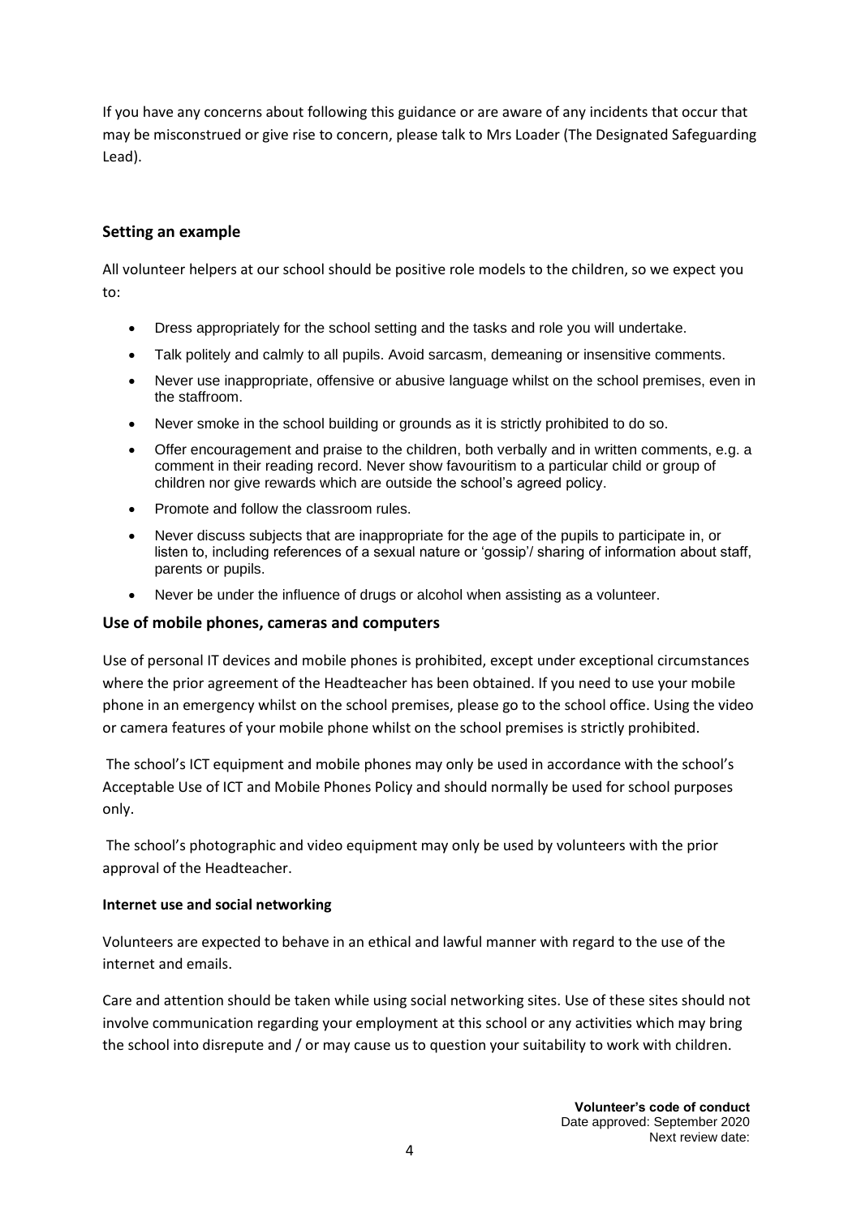If you have any concerns about following this guidance or are aware of any incidents that occur that may be misconstrued or give rise to concern, please talk to Mrs Loader (The Designated Safeguarding Lead).

## Setting an example

All volunteer helpers at our school should be positive role models to the children, so we expect you to:

- Dress appropriately for the school setting and the tasks and role you will undertake.
- Talk politely and calmly to all pupils. Avoid sarcasm, demeaning or insensitive comments.
- Never use inappropriate, offensive or abusive language whilst on the school premises, even in the staffroom.
- Never smoke in the school building or grounds as it is strictly prohibited to do so.
- Offer encouragement and praise to the children, both verbally and in written comments, e.g. a comment in their reading record. Never show favouritism to a particular child or group of children nor give rewards which are outside the school's agreed policy.
- Promote and follow the classroom rules.
- Never discuss subjects that are inappropriate for the age of the pupils to participate in, or listen to, including references of a sexual nature or 'gossip'/ sharing of information about staff, parents or pupils.
- Never be under the influence of drugs or alcohol when assisting as a volunteer.

## Use of mobile phones, cameras and computers

Use of personal IT devices and mobile phones is prohibited, except under exceptional circumstances where the prior agreement of the Headteacher has been obtained. If you need to use your mobile phone in an emergency whilst on the school premises, please go to the school office. Using the video or camera features of your mobile phone whilst on the school premises is strictly prohibited.

The school's ICT equipment and mobile phones may only be used in accordance with the school's Acceptable Use of ICT and Mobile Phones Policy and should normally be used for school purposes only.

The school's photographic and video equipment may only be used by volunteers with the prior approval of the Headteacher.

### Internet use and social networking

Volunteers are expected to behave in an ethical and lawful manner with regard to the use of the internet and emails.

Care and attention should be taken while using social networking sites. Use of these sites should not involve communication regarding your employment at this school or any activities which may bring the school into disrepute and / or may cause us to question your suitability to work with children.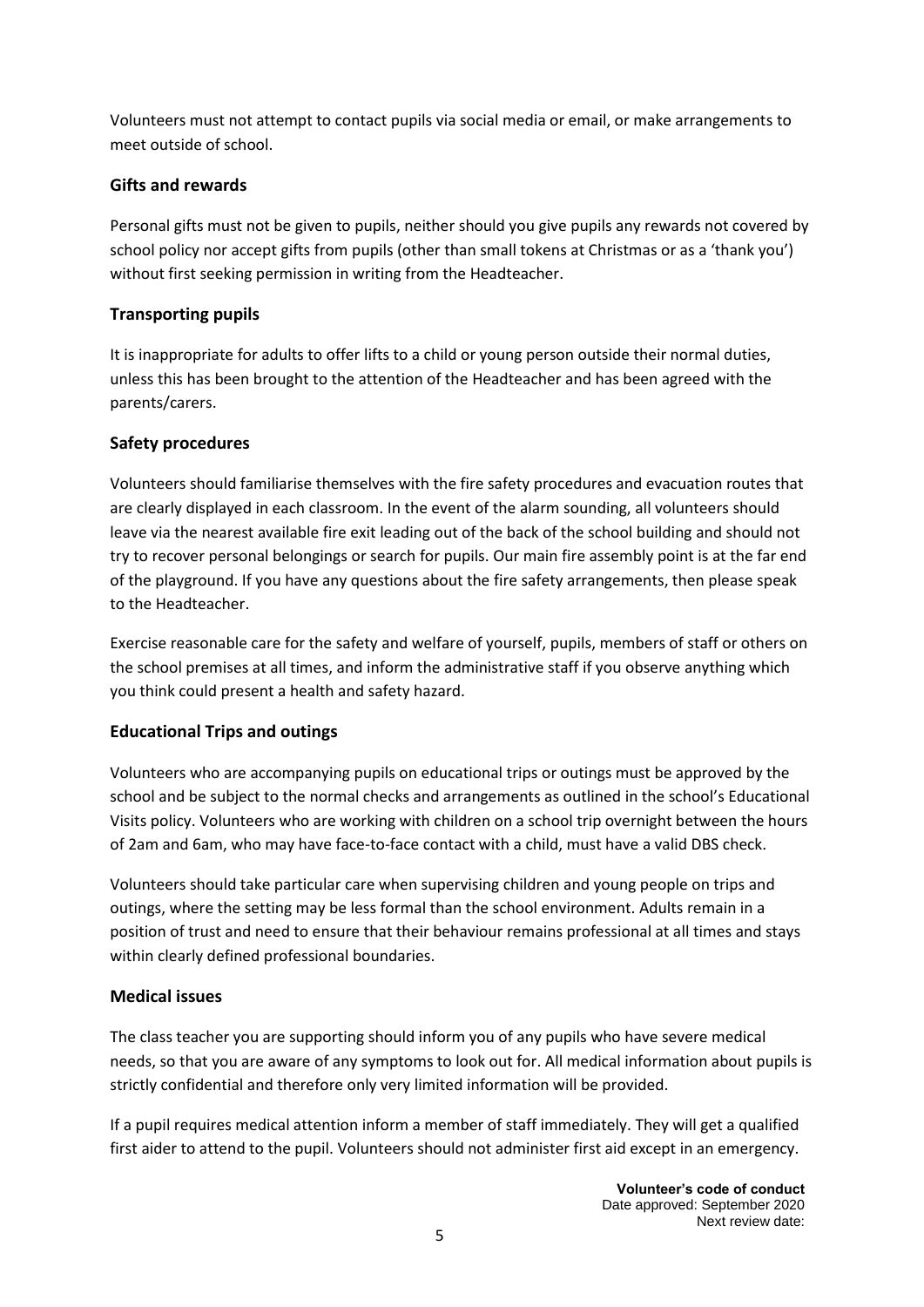Volunteers must not attempt to contact pupils via social media or email, or make arrangements to meet outside of school.

## Gifts and rewards

Personal gifts must not be given to pupils, neither should you give pupils any rewards not covered by school policy nor accept gifts from pupils (other than small tokens at Christmas or as a 'thank you') without first seeking permission in writing from the Headteacher.

## Transporting pupils

It is inappropriate for adults to offer lifts to a child or young person outside their normal duties, unless this has been brought to the attention of the Headteacher and has been agreed with the parents/carers.

## Safety procedures

Volunteers should familiarise themselves with the fire safety procedures and evacuation routes that are clearly displayed in each classroom. In the event of the alarm sounding, all volunteers should leave via the nearest available fire exit leading out of the back of the school building and should not try to recover personal belongings or search for pupils. Our main fire assembly point is at the far end of the playground. If you have any questions about the fire safety arrangements, then please speak to the Headteacher.

Exercise reasonable care for the safety and welfare of yourself, pupils, members of staff or others on the school premises at all times, and inform the administrative staff if you observe anything which you think could present a health and safety hazard.

## Educational Trips and outings

Volunteers who are accompanying pupils on educational trips or outings must be approved by the school and be subject to the normal checks and arrangements as outlined in the school's Educational Visits policy. Volunteers who are working with children on a school trip overnight between the hours of 2am and 6am, who may have face-to-face contact with a child, must have a valid DBS check.

Volunteers should take particular care when supervising children and young people on trips and outings, where the setting may be less formal than the school environment. Adults remain in a position of trust and need to ensure that their behaviour remains professional at all times and stays within clearly defined professional boundaries.

## Medical issues

The class teacher you are supporting should inform you of any pupils who have severe medical needs, so that you are aware of any symptoms to look out for. All medical information about pupils is strictly confidential and therefore only very limited information will be provided.

If a pupil requires medical attention inform a member of staff immediately. They will get a qualified first aider to attend to the pupil. Volunteers should not administer first aid except in an emergency.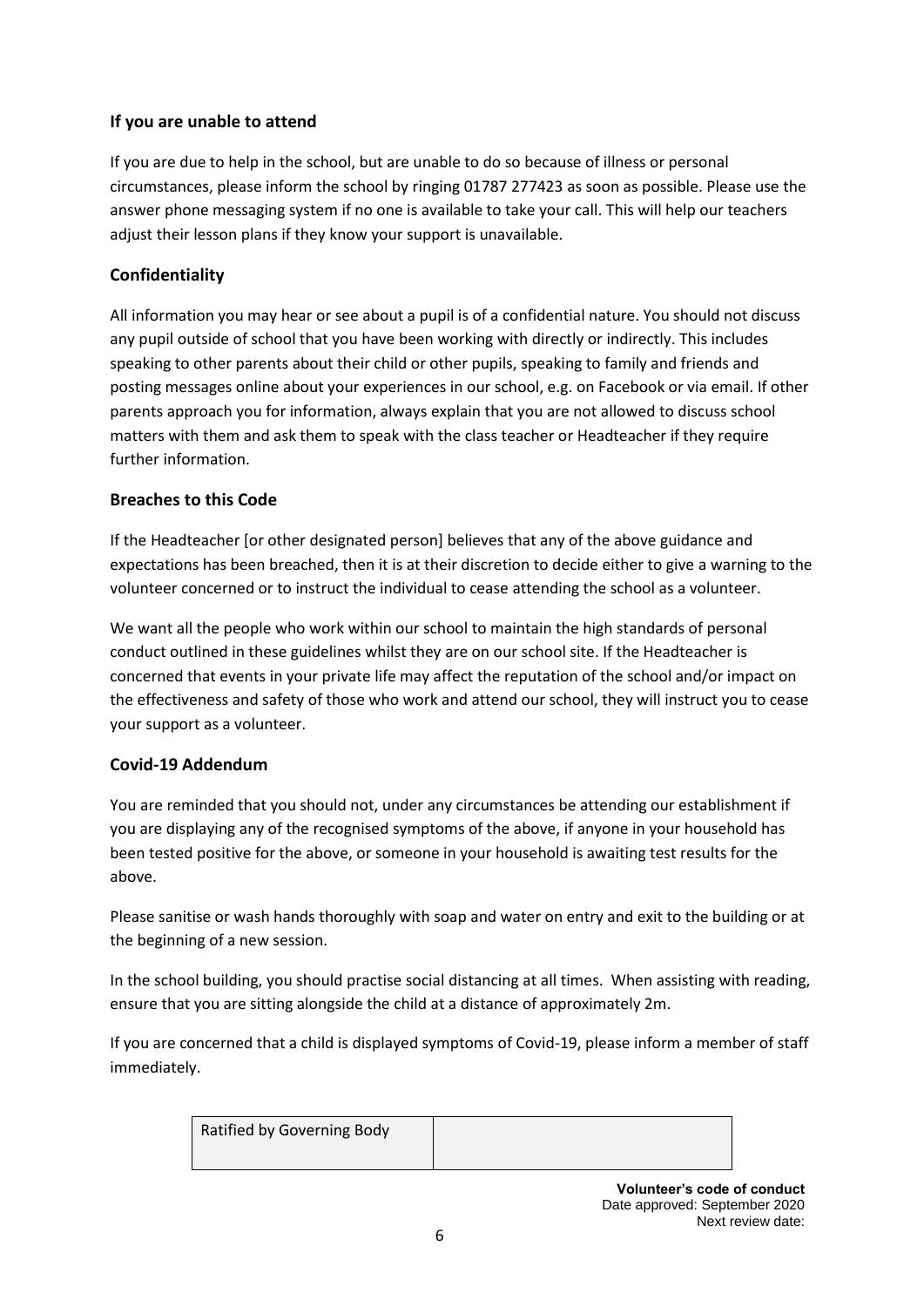## If you are unable to attend

If you are due to help in the school, but are unable to do so because of illness or personal circumstances, please inform the school by ringing 01787 277423 as soon as possible. Please use the answer phone messaging system if no one is available to take your call. This will help our teachers adjust their lesson plans if they know your support is unavailable.

## Confidentiality

All information you may hear or see about a pupil is of a confidential nature. You should not discuss any pupil outside of school that you have been working with directly or indirectly. This includes speaking to other parents about their child or other pupils, speaking to family and friends and posting messages online about your experiences in our school, e.g. on Facebook or via email. If other parents approach you for information, always explain that you are not allowed to discuss school matters with them and ask them to speak with the class teacher or Headteacher if they require further information.

## Breaches to this Code

If the Headteacher [or other designated person] believes that any of the above guidance and expectations has been breached, then it is at their discretion to decide either to give a warning to the volunteer concerned or to instruct the individual to cease attending the school as a volunteer.

We want all the people who work within our school to maintain the high standards of personal conduct outlined in these guidelines whilst they are on our school site. If the Headteacher is concerned that events in your private life may affect the reputation of the school and/or impact on the effectiveness and safety of those who work and attend our school, they will instruct you to cease your support as a volunteer.

## Covid-19 Addendum

You are reminded that you should not, under any circumstances be attending our establishment if you are displaying any of the recognised symptoms of the above, if anyone in your household has been tested positive for the above, or someone in your household is awaiting test results for the above.

Please sanitise or wash hands thoroughly with soap and water on entry and exit to the building or at the beginning of a new session.

In the school building, you should practise social distancing at all times. When assisting with reading, ensure that you are sitting alongside the child at a distance of approximately 2m.

If you are concerned that a child is displayed symptoms of Covid-19, please inform a member of staff immediately.

| Ratified by Governing Body | |
|---|---|

**Volunteer's code of conduct**
Date approved: September 2020
Next review date: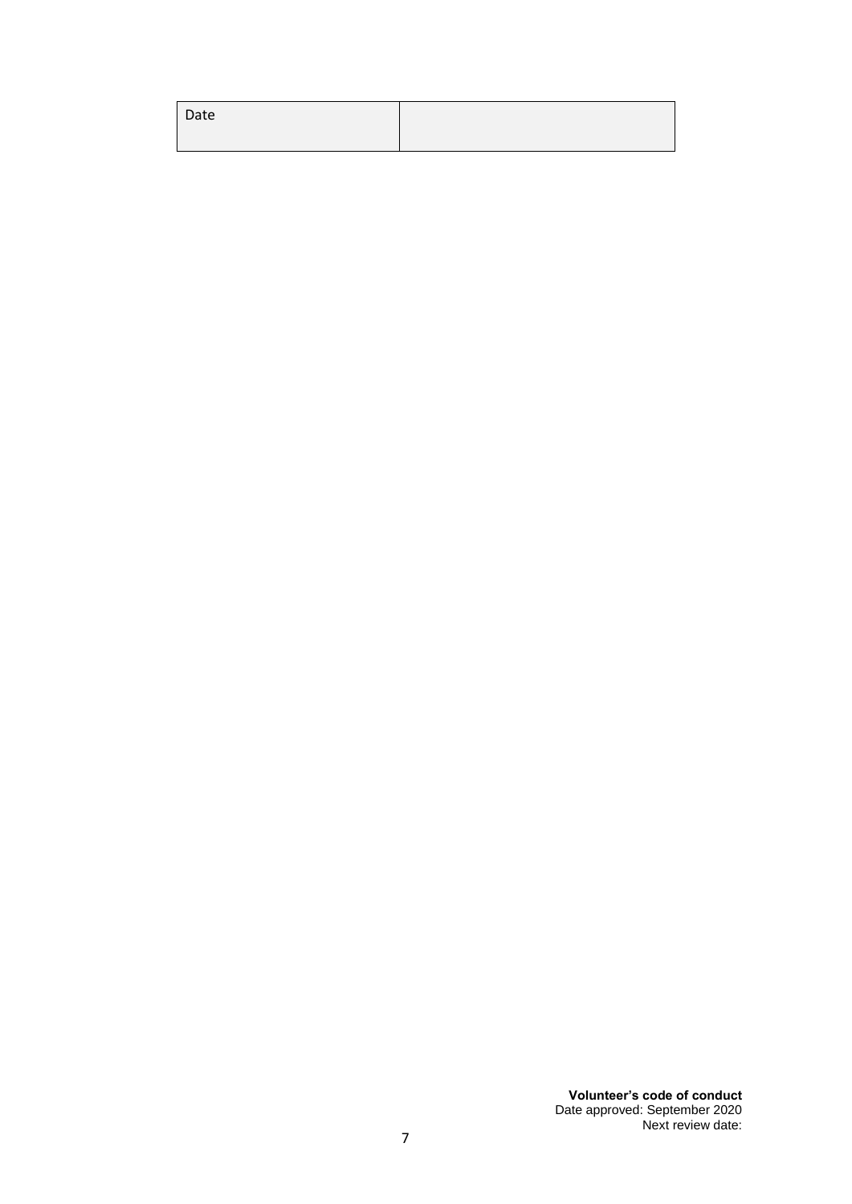| | |
|---|---|
| Date | |